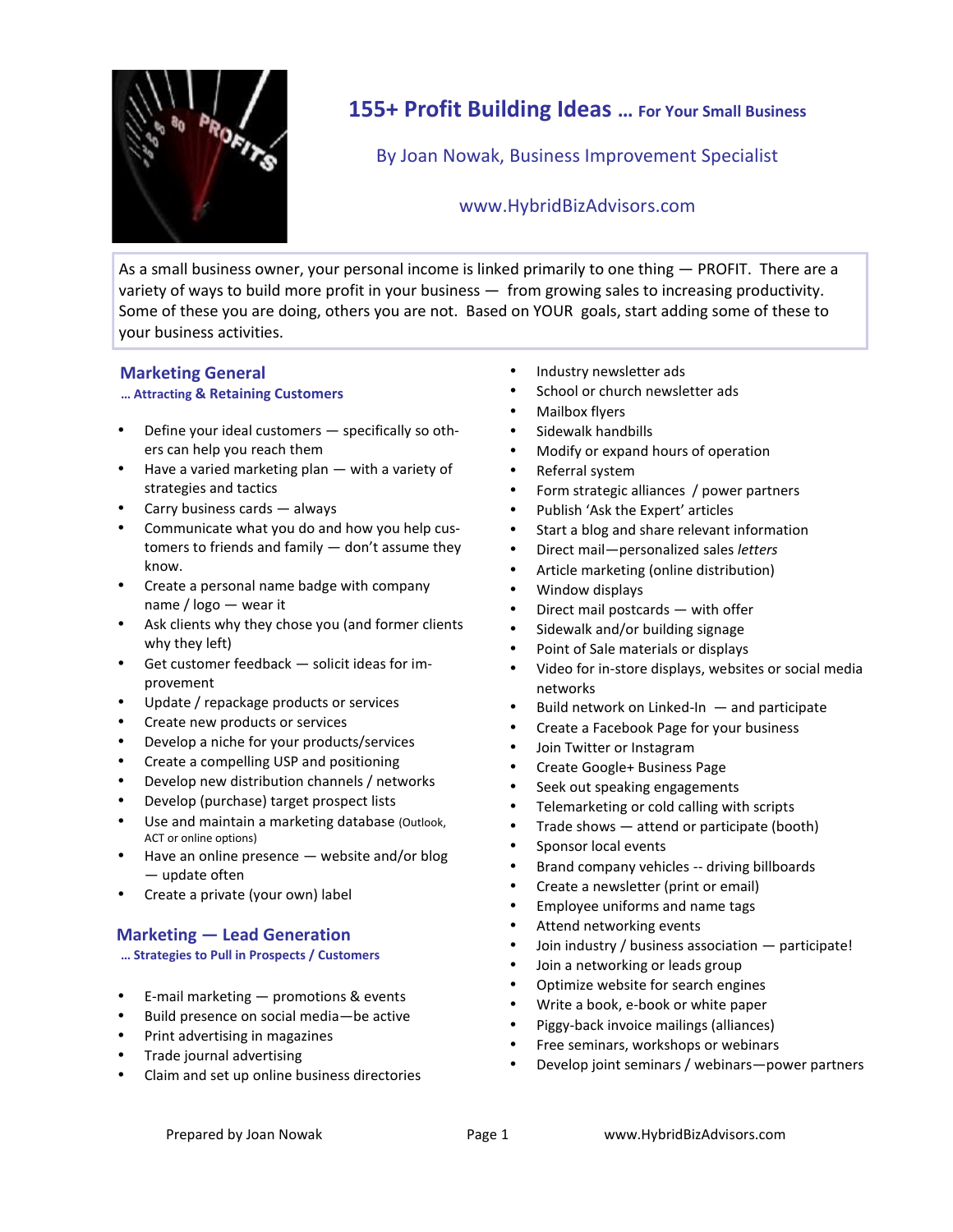# 155+ Profit Building Ideas … For Your Small Business

By Joan Nowak, Business Improvement Specialist

www.HybridBizAdvisors.com

As a small business owner, your personal income is linked primarily to one thing — PROFIT. There are a variety of ways to build more profit in your business — from growing sales to increasing productivity. Some of these you are doing, others you are not. Based on YOUR goals, start adding some of these to your business activities.

## Marketing General

**… Attracting & Retaining Customers**

- Define your ideal customers — specifically so others can help you reach them
- Have a varied marketing plan — with a variety of strategies and tactics
- Carry business cards — always
- Communicate what you do and how you help customers to friends and family — don't assume they know.
- Create a personal name badge with company name / logo — wear it
- Ask clients why they chose you (and former clients why they left)
- Get customer feedback — solicit ideas for improvement
- Update / repackage products or services
- Create new products or services
- Develop a niche for your products/services
- Create a compelling USP and positioning
- Develop new distribution channels / networks
- Develop (purchase) target prospect lists
- Use and maintain a marketing database (Outlook, ACT or online options)
- Have an online presence — website and/or blog — update often
- Create a private (your own) label

## Marketing — Lead Generation

**… Strategies to Pull in Prospects / Customers**

- E-mail marketing — promotions & events
- Build presence on social media—be active
- Print advertising in magazines
- Trade journal advertising
- Claim and set up online business directories
- Industry newsletter ads
- School or church newsletter ads
- Mailbox flyers
- Sidewalk handbills
- Modify or expand hours of operation
- Referral system
- Form strategic alliances / power partners
- Publish 'Ask the Expert' articles
- Start a blog and share relevant information
- Direct mail—personalized sales *letters*
- Article marketing (online distribution)
- Window displays
- Direct mail postcards — with offer
- Sidewalk and/or building signage
- Point of Sale materials or displays
- Video for in-store displays, websites or social media networks
- Build network on Linked-In — and participate
- Create a Facebook Page for your business
- Join Twitter or Instagram
- Create Google+ Business Page
- Seek out speaking engagements
- Telemarketing or cold calling with scripts
- Trade shows — attend or participate (booth)
- Sponsor local events
- Brand company vehicles -- driving billboards
- Create a newsletter (print or email)
- Employee uniforms and name tags
- Attend networking events
- Join industry / business association — participate!
- Join a networking or leads group
- Optimize website for search engines
- Write a book, e-book or white paper
- Piggy-back invoice mailings (alliances)
- Free seminars, workshops or webinars
- Develop joint seminars / webinars—power partners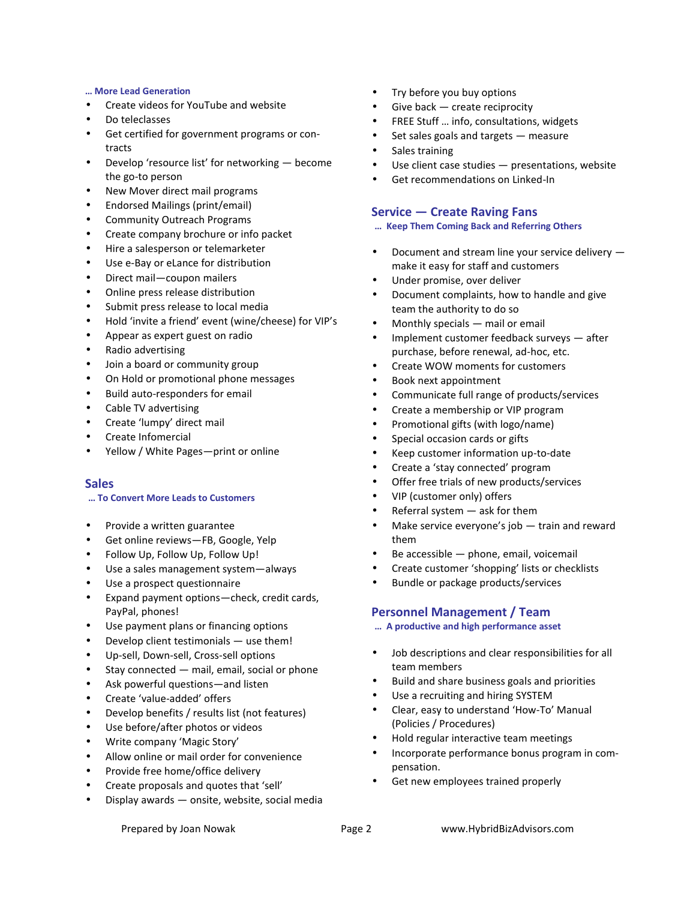*... More Lead Generation*

- Create videos for YouTube and website
- Do teleclasses
- Get certified for government programs or contracts
- Develop 'resource list' for networking — become the go-to person
- New Mover direct mail programs
- Endorsed Mailings (print/email)
- Community Outreach Programs
- Create company brochure or info packet
- Hire a salesperson or telemarketer
- Use e-Bay or eLance for distribution
- Direct mail—coupon mailers
- Online press release distribution
- Submit press release to local media
- Hold 'invite a friend' event (wine/cheese) for VIP's
- Appear as expert guest on radio
- Radio advertising
- Join a board or community group
- On Hold or promotional phone messages
- Build auto-responders for email
- Cable TV advertising
- Create 'lumpy' direct mail
- Create Infomercial
- Yellow / White Pages—print or online

## Sales

*... To Convert More Leads to Customers*

- Provide a written guarantee
- Get online reviews—FB, Google, Yelp
- Follow Up, Follow Up, Follow Up!
- Use a sales management system—always
- Use a prospect questionnaire
- Expand payment options—check, credit cards, PayPal, phones!
- Use payment plans or financing options
- Develop client testimonials — use them!
- Up-sell, Down-sell, Cross-sell options
- Stay connected — mail, email, social or phone
- Ask powerful questions—and listen
- Create 'value-added' offers
- Develop benefits / results list (not features)
- Use before/after photos or videos
- Write company 'Magic Story'
- Allow online or mail order for convenience
- Provide free home/office delivery
- Create proposals and quotes that 'sell'
- Display awards — onsite, website, social media
- Try before you buy options
- Give back — create reciprocity
- FREE Stuff ... info, consultations, widgets
- Set sales goals and targets — measure
- Sales training
- Use client case studies — presentations, website
- Get recommendations on Linked-In

## Service — Create Raving Fans

*... Keep Them Coming Back and Referring Others*

- Document and stream line your service delivery — make it easy for staff and customers
- Under promise, over deliver
- Document complaints, how to handle and give team the authority to do so
- Monthly specials — mail or email
- Implement customer feedback surveys — after purchase, before renewal, ad-hoc, etc.
- Create WOW moments for customers
- Book next appointment
- Communicate full range of products/services
- Create a membership or VIP program
- Promotional gifts (with logo/name)
- Special occasion cards or gifts
- Keep customer information up-to-date
- Create a 'stay connected' program
- Offer free trials of new products/services
- VIP (customer only) offers
- Referral system — ask for them
- Make service everyone's job — train and reward them
- Be accessible — phone, email, voicemail
- Create customer 'shopping' lists or checklists
- Bundle or package products/services

## Personnel Management / Team

*... A productive and high performance asset*

- Job descriptions and clear responsibilities for all team members
- Build and share business goals and priorities
- Use a recruiting and hiring SYSTEM
- Clear, easy to understand 'How-To' Manual (Policies / Procedures)
- Hold regular interactive team meetings
- Incorporate performance bonus program in compensation.
- Get new employees trained properly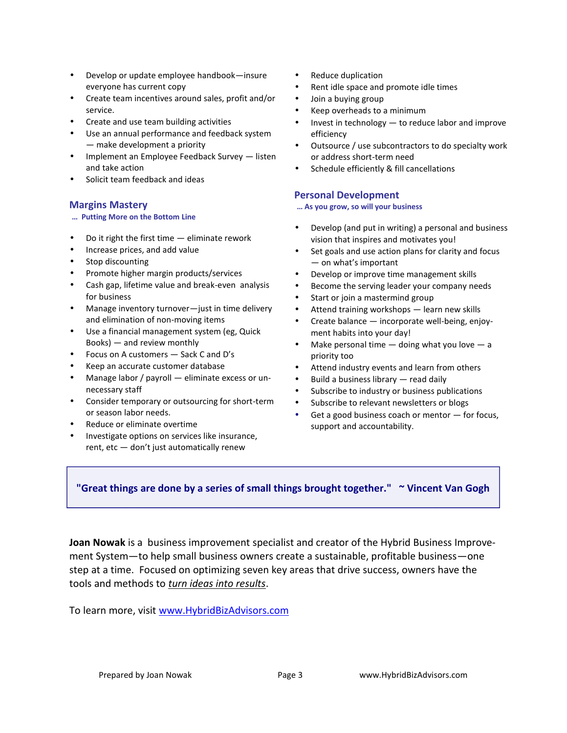- Develop or update employee handbook—insure everyone has current copy
- Create team incentives around sales, profit and/or service.
- Create and use team building activities
- Use an annual performance and feedback system — make development a priority
- Implement an Employee Feedback Survey — listen and take action
- Solicit team feedback and ideas

## Margins Mastery

**… Putting More on the Bottom Line**

- Do it right the first time — eliminate rework
- Increase prices, and add value
- Stop discounting
- Promote higher margin products/services
- Cash gap, lifetime value and break-even analysis for business
- Manage inventory turnover—just in time delivery and elimination of non-moving items
- Use a financial management system (eg, Quick Books) — and review monthly
- Focus on A customers — Sack C and D's
- Keep an accurate customer database
- Manage labor / payroll — eliminate excess or unnecessary staff
- Consider temporary or outsourcing for short-term or season labor needs.
- Reduce or eliminate overtime
- Investigate options on services like insurance, rent, etc — don't just automatically renew
- Reduce duplication
- Rent idle space and promote idle times
- Join a buying group
- Keep overheads to a minimum
- Invest in technology — to reduce labor and improve efficiency
- Outsource / use subcontractors to do specialty work or address short-term need
- Schedule efficiently & fill cancellations

## Personal Development

**… As you grow, so will your business**

- Develop (and put in writing) a personal and business vision that inspires and motivates you!
- Set goals and use action plans for clarity and focus — on what's important
- Develop or improve time management skills
- Become the serving leader your company needs
- Start or join a mastermind group
- Attend training workshops — learn new skills
- Create balance — incorporate well-being, enjoyment habits into your day!
- Make personal time — doing what you love — a priority too
- Attend industry events and learn from others
- Build a business library — read daily
- Subscribe to industry or business publications
- Subscribe to relevant newsletters or blogs
- Get a good business coach or mentor — for focus, support and accountability.

> **"Great things are done by a series of small things brought together." ~ Vincent Van Gogh**

**Joan Nowak** is a business improvement specialist and creator of the Hybrid Business Improvement System—to help small business owners create a sustainable, profitable business—one step at a time. Focused on optimizing seven key areas that drive success, owners have the tools and methods to *turn ideas into results*.

To learn more, visit www.HybridBizAdvisors.com